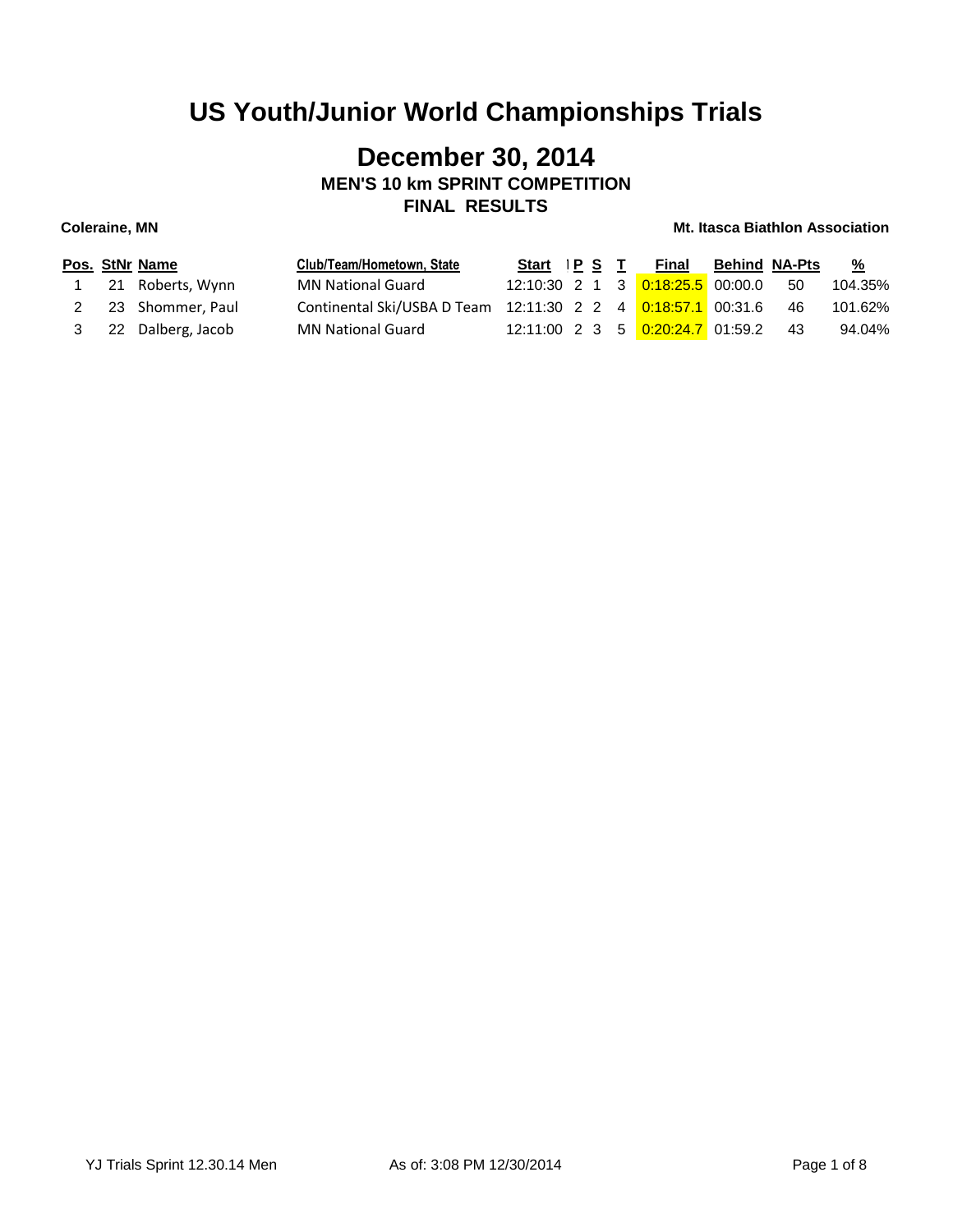# US Youth/Junior World Championships Trials

## December 30, 2014

### MEN'S 10 km SPRINT COMPETITION

### FINAL RESULTS

**Coleraine, MN** | **Mt. Itasca Biathlon Association**

| Pos. | StNr | Name | Club/Team/Hometown, State | Start | P | S | T | Final | Behind | NA-Pts | % |
|---|---|---|---|---|---|---|---|---|---|---|---|
| 1 | 21 | Roberts, Wynn | MN National Guard | 12:10:30 | 2 | 1 | 3 | 0:18:25.5 | 00:00.0 | 50 | 104.35% |
| 2 | 23 | Shommer, Paul | Continental Ski/USBA D Team | 12:11:30 | 2 | 2 | 4 | 0:18:57.1 | 00:31.6 | 46 | 101.62% |
| 3 | 22 | Dalberg, Jacob | MN National Guard | 12:11:00 | 2 | 3 | 5 | 0:20:24.7 | 01:59.2 | 43 | 94.04% |

YJ Trials Sprint 12.30.14 Men | As of: 3:08 PM 12/30/2014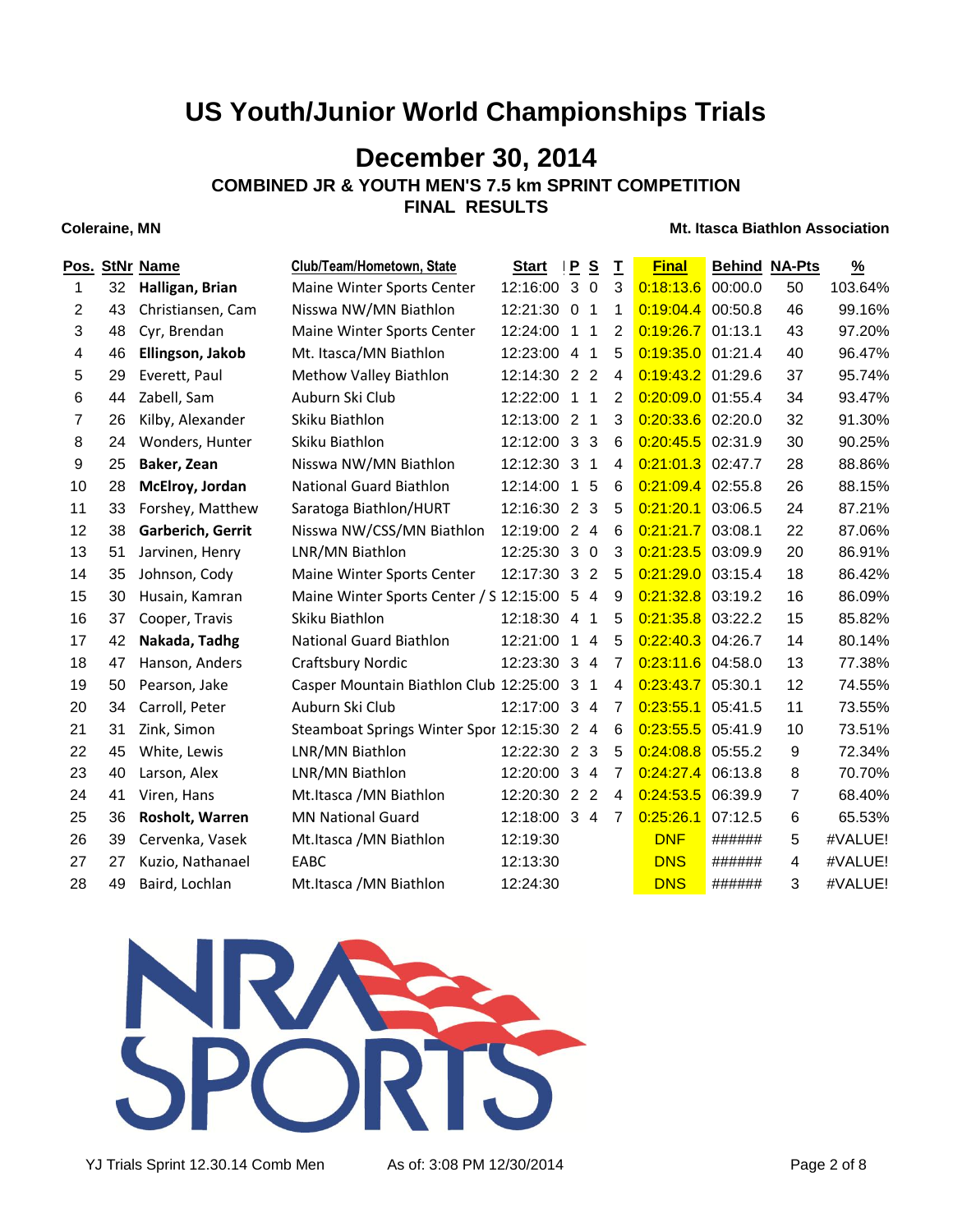# US Youth/Junior World Championships Trials

## December 30, 2014

### COMBINED JR & YOUTH MEN'S 7.5 km SPRINT COMPETITION

### FINAL RESULTS

**Coleraine, MN** | **Mt. Itasca Biathlon Association**

| Pos. | StNr | Name | Club/Team/Hometown, State | Start | P | S | T | Final | Behind | NA-Pts | % |
|---|---|---|---|---|---|---|---|---|---|---|---|
| 1 | 32 | **Halligan, Brian** | Maine Winter Sports Center | 12:16:00 | 3 | 0 | 3 | 0:18:13.6 | 00:00.0 | 50 | 103.64% |
| 2 | 43 | Christiansen, Cam | Nisswa NW/MN Biathlon | 12:21:30 | 0 | 1 | 1 | 0:19:04.4 | 00:50.8 | 46 | 99.16% |
| 3 | 48 | Cyr, Brendan | Maine Winter Sports Center | 12:24:00 | 1 | 1 | 2 | 0:19:26.7 | 01:13.1 | 43 | 97.20% |
| 4 | 46 | **Ellingson, Jakob** | Mt. Itasca/MN Biathlon | 12:23:00 | 4 | 1 | 5 | 0:19:35.0 | 01:21.4 | 40 | 96.47% |
| 5 | 29 | Everett, Paul | Methow Valley Biathlon | 12:14:30 | 2 | 2 | 4 | 0:19:43.2 | 01:29.6 | 37 | 95.74% |
| 6 | 44 | Zabell, Sam | Auburn Ski Club | 12:22:00 | 1 | 1 | 2 | 0:20:09.0 | 01:55.4 | 34 | 93.47% |
| 7 | 26 | Kilby, Alexander | Skiku Biathlon | 12:13:00 | 2 | 1 | 3 | 0:20:33.6 | 02:20.0 | 32 | 91.30% |
| 8 | 24 | Wonders, Hunter | Skiku Biathlon | 12:12:00 | 3 | 3 | 6 | 0:20:45.5 | 02:31.9 | 30 | 90.25% |
| 9 | 25 | **Baker, Zean** | Nisswa NW/MN Biathlon | 12:12:30 | 3 | 1 | 4 | 0:21:01.3 | 02:47.7 | 28 | 88.86% |
| 10 | 28 | **McElroy, Jordan** | National Guard Biathlon | 12:14:00 | 1 | 5 | 6 | 0:21:09.4 | 02:55.8 | 26 | 88.15% |
| 11 | 33 | Forshey, Matthew | Saratoga Biathlon/HURT | 12:16:30 | 2 | 3 | 5 | 0:21:20.1 | 03:06.5 | 24 | 87.21% |
| 12 | 38 | **Garberich, Gerrit** | Nisswa NW/CSS/MN Biathlon | 12:19:00 | 2 | 4 | 6 | 0:21:21.7 | 03:08.1 | 22 | 87.06% |
| 13 | 51 | Jarvinen, Henry | LNR/MN Biathlon | 12:25:30 | 3 | 0 | 3 | 0:21:23.5 | 03:09.9 | 20 | 86.91% |
| 14 | 35 | Johnson, Cody | Maine Winter Sports Center | 12:17:30 | 3 | 2 | 5 | 0:21:29.0 | 03:15.4 | 18 | 86.42% |
| 15 | 30 | Husain, Kamran | Maine Winter Sports Center / S | 12:15:00 | 5 | 4 | 9 | 0:21:32.8 | 03:19.2 | 16 | 86.09% |
| 16 | 37 | Cooper, Travis | Skiku Biathlon | 12:18:30 | 4 | 1 | 5 | 0:21:35.8 | 03:22.2 | 15 | 85.82% |
| 17 | 42 | **Nakada, Tadhg** | National Guard Biathlon | 12:21:00 | 1 | 4 | 5 | 0:22:40.3 | 04:26.7 | 14 | 80.14% |
| 18 | 47 | Hanson, Anders | Craftsbury Nordic | 12:23:30 | 3 | 4 | 7 | 0:23:11.6 | 04:58.0 | 13 | 77.38% |
| 19 | 50 | Pearson, Jake | Casper Mountain Biathlon Club | 12:25:00 | 3 | 1 | 4 | 0:23:43.7 | 05:30.1 | 12 | 74.55% |
| 20 | 34 | Carroll, Peter | Auburn Ski Club | 12:17:00 | 3 | 4 | 7 | 0:23:55.1 | 05:41.5 | 11 | 73.55% |
| 21 | 31 | Zink, Simon | Steamboat Springs Winter Spor | 12:15:30 | 2 | 4 | 6 | 0:23:55.5 | 05:41.9 | 10 | 73.51% |
| 22 | 45 | White, Lewis | LNR/MN Biathlon | 12:22:30 | 2 | 3 | 5 | 0:24:08.8 | 05:55.2 | 9 | 72.34% |
| 23 | 40 | Larson, Alex | LNR/MN Biathlon | 12:20:00 | 3 | 4 | 7 | 0:24:27.4 | 06:13.8 | 8 | 70.70% |
| 24 | 41 | Viren, Hans | Mt.Itasca /MN Biathlon | 12:20:30 | 2 | 2 | 4 | 0:24:53.5 | 06:39.9 | 7 | 68.40% |
| 25 | 36 | **Rosholt, Warren** | MN National Guard | 12:18:00 | 3 | 4 | 7 | 0:25:26.1 | 07:12.5 | 6 | 65.53% |
| 26 | 39 | Cervenka, Vasek | Mt.Itasca /MN Biathlon | 12:19:30 | | | | DNF | ###### | 5 | #VALUE! |
| 27 | 27 | Kuzio, Nathanael | EABC | 12:13:30 | | | | DNS | ###### | 4 | #VALUE! |
| 28 | 49 | Baird, Lochlan | Mt.Itasca /MN Biathlon | 12:24:30 | | | | DNS | ###### | 3 | #VALUE! |

NRA SPORTS

YJ Trials Sprint 12.30.14 Comb Men    As of: 3:08 PM 12/30/2014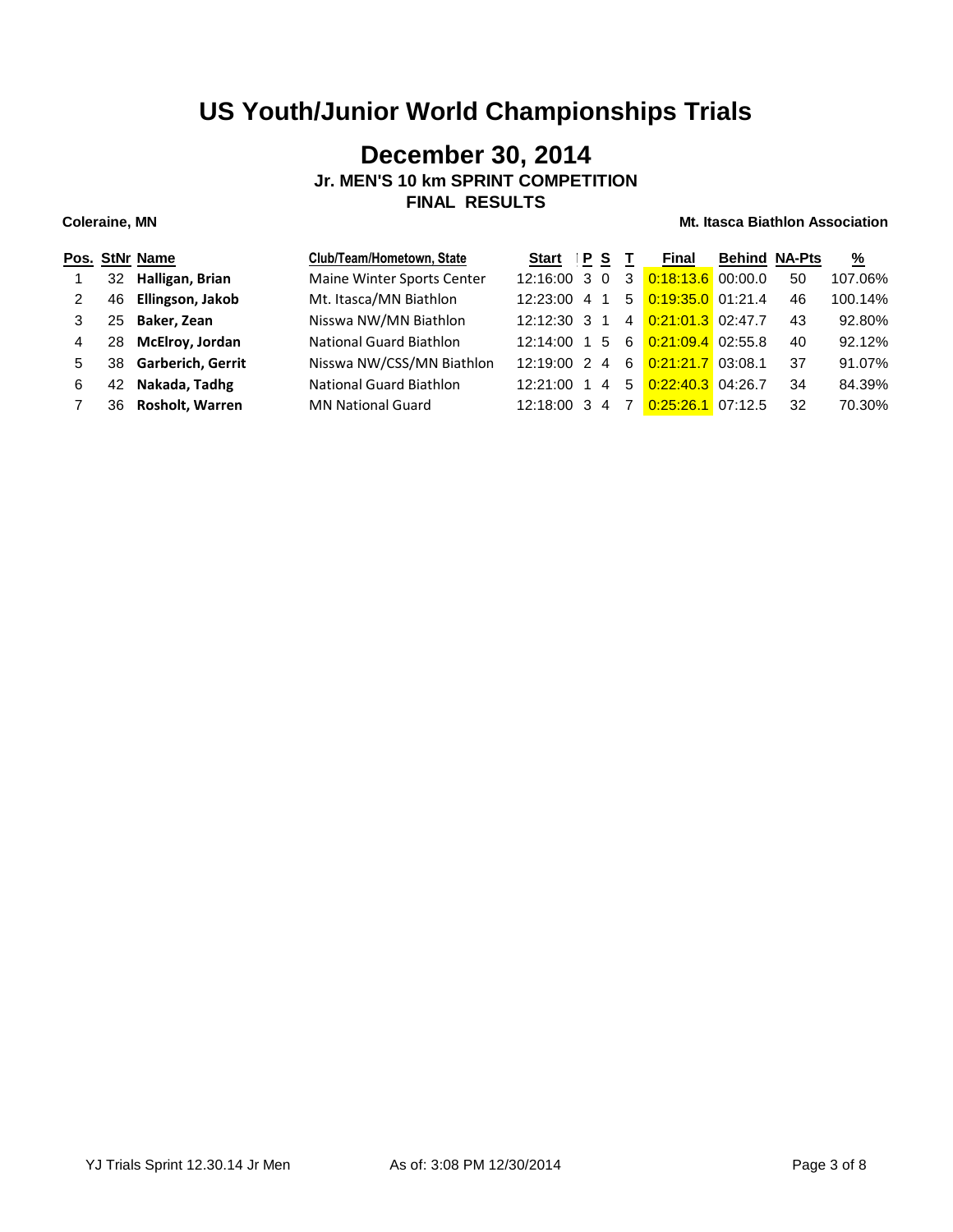# US Youth/Junior World Championships Trials

## December 30, 2014

### Jr. MEN'S 10 km SPRINT COMPETITION

### FINAL RESULTS

**Coleraine, MN** | **Mt. Itasca Biathlon Association**

| Pos. | StNr | Name | Club/Team/Hometown, State | Start | P | S | T | Final | Behind | NA-Pts | % |
|---|---|---|---|---|---|---|---|---|---|---|---|
| 1 | 32 | **Halligan, Brian** | Maine Winter Sports Center | 12:16:00 | 3 | 0 | 3 | 0:18:13.6 | 00:00.0 | 50 | 107.06% |
| 2 | 46 | **Ellingson, Jakob** | Mt. Itasca/MN Biathlon | 12:23:00 | 4 | 1 | 5 | 0:19:35.0 | 01:21.4 | 46 | 100.14% |
| 3 | 25 | **Baker, Zean** | Nisswa NW/MN Biathlon | 12:12:30 | 3 | 1 | 4 | 0:21:01.3 | 02:47.7 | 43 | 92.80% |
| 4 | 28 | **McElroy, Jordan** | National Guard Biathlon | 12:14:00 | 1 | 5 | 6 | 0:21:09.4 | 02:55.8 | 40 | 92.12% |
| 5 | 38 | **Garberich, Gerrit** | Nisswa NW/CSS/MN Biathlon | 12:19:00 | 2 | 4 | 6 | 0:21:21.7 | 03:08.1 | 37 | 91.07% |
| 6 | 42 | **Nakada, Tadhg** | National Guard Biathlon | 12:21:00 | 1 | 4 | 5 | 0:22:40.3 | 04:26.7 | 34 | 84.39% |
| 7 | 36 | **Rosholt, Warren** | MN National Guard | 12:18:00 | 3 | 4 | 7 | 0:25:26.1 | 07:12.5 | 32 | 70.30% |

YJ Trials Sprint 12.30.14 Jr Men — As of: 3:08 PM 12/30/2014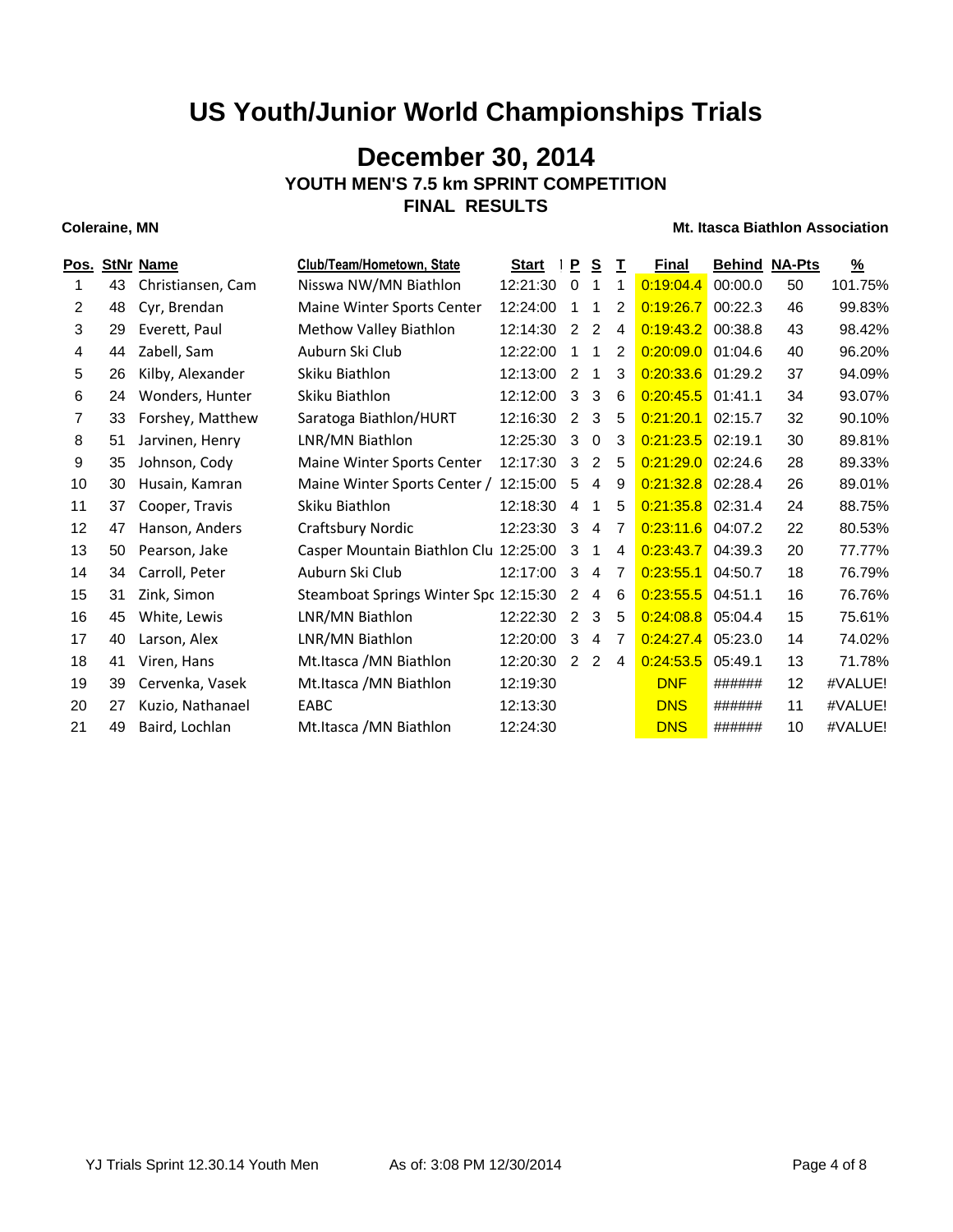# US Youth/Junior World Championships Trials

## December 30, 2014

### YOUTH MEN'S 7.5 km SPRINT COMPETITION

### FINAL RESULTS

**Coleraine, MN** **Mt. Itasca Biathlon Association**

| Pos. | StNr | Name | Club/Team/Hometown, State | Start | P | S | T | Final | Behind | NA-Pts | % |
|---|---|---|---|---|---|---|---|---|---|---|---|
| 1 | 43 | Christiansen, Cam | Nisswa NW/MN Biathlon | 12:21:30 | 0 | 1 | 1 | 0:19:04.4 | 00:00.0 | 50 | 101.75% |
| 2 | 48 | Cyr, Brendan | Maine Winter Sports Center | 12:24:00 | 1 | 1 | 2 | 0:19:26.7 | 00:22.3 | 46 | 99.83% |
| 3 | 29 | Everett, Paul | Methow Valley Biathlon | 12:14:30 | 2 | 2 | 4 | 0:19:43.2 | 00:38.8 | 43 | 98.42% |
| 4 | 44 | Zabell, Sam | Auburn Ski Club | 12:22:00 | 1 | 1 | 2 | 0:20:09.0 | 01:04.6 | 40 | 96.20% |
| 5 | 26 | Kilby, Alexander | Skiku Biathlon | 12:13:00 | 2 | 1 | 3 | 0:20:33.6 | 01:29.2 | 37 | 94.09% |
| 6 | 24 | Wonders, Hunter | Skiku Biathlon | 12:12:00 | 3 | 3 | 6 | 0:20:45.5 | 01:41.1 | 34 | 93.07% |
| 7 | 33 | Forshey, Matthew | Saratoga Biathlon/HURT | 12:16:30 | 2 | 3 | 5 | 0:21:20.1 | 02:15.7 | 32 | 90.10% |
| 8 | 51 | Jarvinen, Henry | LNR/MN Biathlon | 12:25:30 | 3 | 0 | 3 | 0:21:23.5 | 02:19.1 | 30 | 89.81% |
| 9 | 35 | Johnson, Cody | Maine Winter Sports Center | 12:17:30 | 3 | 2 | 5 | 0:21:29.0 | 02:24.6 | 28 | 89.33% |
| 10 | 30 | Husain, Kamran | Maine Winter Sports Center / | 12:15:00 | 5 | 4 | 9 | 0:21:32.8 | 02:28.4 | 26 | 89.01% |
| 11 | 37 | Cooper, Travis | Skiku Biathlon | 12:18:30 | 4 | 1 | 5 | 0:21:35.8 | 02:31.4 | 24 | 88.75% |
| 12 | 47 | Hanson, Anders | Craftsbury Nordic | 12:23:30 | 3 | 4 | 7 | 0:23:11.6 | 04:07.2 | 22 | 80.53% |
| 13 | 50 | Pearson, Jake | Casper Mountain Biathlon Clu | 12:25:00 | 3 | 1 | 4 | 0:23:43.7 | 04:39.3 | 20 | 77.77% |
| 14 | 34 | Carroll, Peter | Auburn Ski Club | 12:17:00 | 3 | 4 | 7 | 0:23:55.1 | 04:50.7 | 18 | 76.79% |
| 15 | 31 | Zink, Simon | Steamboat Springs Winter Spo | 12:15:30 | 2 | 4 | 6 | 0:23:55.5 | 04:51.1 | 16 | 76.76% |
| 16 | 45 | White, Lewis | LNR/MN Biathlon | 12:22:30 | 2 | 3 | 5 | 0:24:08.8 | 05:04.4 | 15 | 75.61% |
| 17 | 40 | Larson, Alex | LNR/MN Biathlon | 12:20:00 | 3 | 4 | 7 | 0:24:27.4 | 05:23.0 | 14 | 74.02% |
| 18 | 41 | Viren, Hans | Mt.Itasca /MN Biathlon | 12:20:30 | 2 | 2 | 4 | 0:24:53.5 | 05:49.1 | 13 | 71.78% |
| 19 | 39 | Cervenka, Vasek | Mt.Itasca /MN Biathlon | 12:19:30 | | | | DNF | ###### | 12 | #VALUE! |
| 20 | 27 | Kuzio, Nathanael | EABC | 12:13:30 | | | | DNS | ###### | 11 | #VALUE! |
| 21 | 49 | Baird, Lochlan | Mt.Itasca /MN Biathlon | 12:24:30 | | | | DNS | ###### | 10 | #VALUE! |

YJ Trials Sprint 12.30.14 Youth Men As of: 3:08 PM 12/30/2014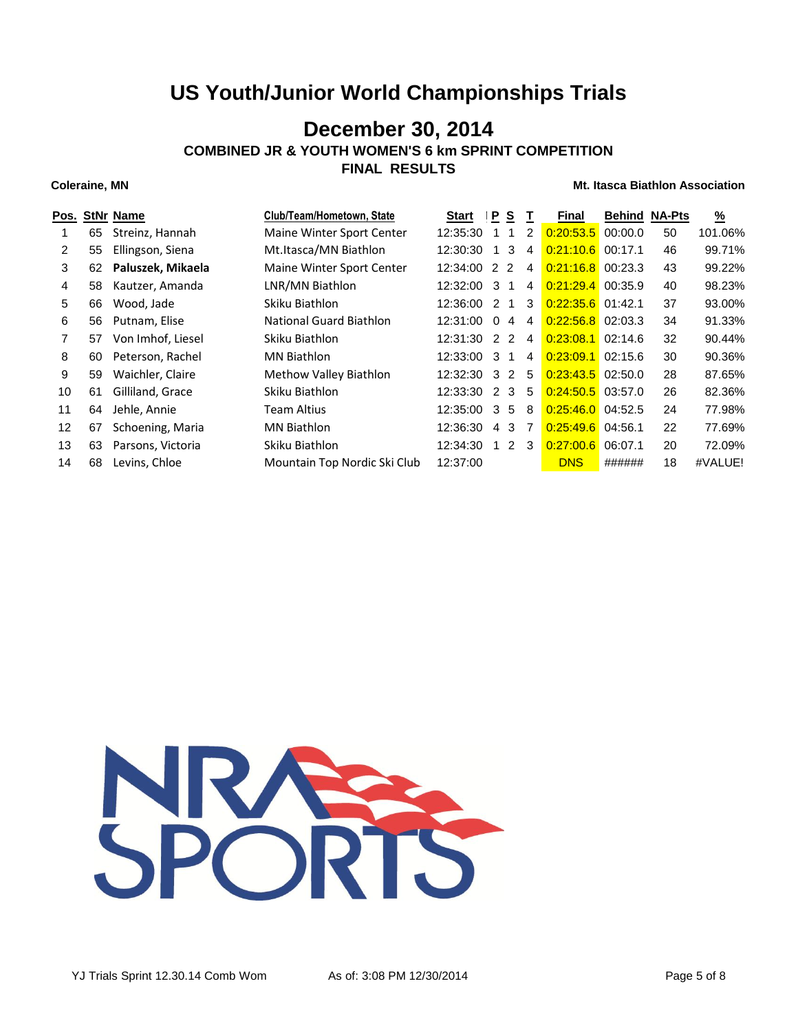# US Youth/Junior World Championships Trials

## December 30, 2014

### COMBINED JR & YOUTH WOMEN'S 6 km SPRINT COMPETITION

### FINAL RESULTS

**Coleraine, MN** **Mt. Itasca Biathlon Association**

| Pos. | StNr | Name | Club/Team/Hometown, State | Start | P | S | T | Final | Behind | NA-Pts | % |
|---|---|---|---|---|---|---|---|---|---|---|---|
| 1 | 65 | Streinz, Hannah | Maine Winter Sport Center | 12:35:30 | 1 | 1 | 2 | 0:20:53.5 | 00:00.0 | 50 | 101.06% |
| 2 | 55 | Ellingson, Siena | Mt.Itasca/MN Biathlon | 12:30:30 | 1 | 3 | 4 | 0:21:10.6 | 00:17.1 | 46 | 99.71% |
| 3 | 62 | **Paluszek, Mikaela** | Maine Winter Sport Center | 12:34:00 | 2 | 2 | 4 | 0:21:16.8 | 00:23.3 | 43 | 99.22% |
| 4 | 58 | Kautzer, Amanda | LNR/MN Biathlon | 12:32:00 | 3 | 1 | 4 | 0:21:29.4 | 00:35.9 | 40 | 98.23% |
| 5 | 66 | Wood, Jade | Skiku Biathlon | 12:36:00 | 2 | 1 | 3 | 0:22:35.6 | 01:42.1 | 37 | 93.00% |
| 6 | 56 | Putnam, Elise | National Guard Biathlon | 12:31:00 | 0 | 4 | 4 | 0:22:56.8 | 02:03.3 | 34 | 91.33% |
| 7 | 57 | Von Imhof, Liesel | Skiku Biathlon | 12:31:30 | 2 | 2 | 4 | 0:23:08.1 | 02:14.6 | 32 | 90.44% |
| 8 | 60 | Peterson, Rachel | MN Biathlon | 12:33:00 | 3 | 1 | 4 | 0:23:09.1 | 02:15.6 | 30 | 90.36% |
| 9 | 59 | Waichler, Claire | Methow Valley Biathlon | 12:32:30 | 3 | 2 | 5 | 0:23:43.5 | 02:50.0 | 28 | 87.65% |
| 10 | 61 | Gilliland, Grace | Skiku Biathlon | 12:33:30 | 2 | 3 | 5 | 0:24:50.5 | 03:57.0 | 26 | 82.36% |
| 11 | 64 | Jehle, Annie | Team Altius | 12:35:00 | 3 | 5 | 8 | 0:25:46.0 | 04:52.5 | 24 | 77.98% |
| 12 | 67 | Schoening, Maria | MN Biathlon | 12:36:30 | 4 | 3 | 7 | 0:25:49.6 | 04:56.1 | 22 | 77.69% |
| 13 | 63 | Parsons, Victoria | Skiku Biathlon | 12:34:30 | 1 | 2 | 3 | 0:27:00.6 | 06:07.1 | 20 | 72.09% |
| 14 | 68 | Levins, Chloe | Mountain Top Nordic Ski Club | 12:37:00 | | | | DNS | ###### | 18 | #VALUE! |

NRA SPORTS

YJ Trials Sprint 12.30.14 Comb Wom As of: 3:08 PM 12/30/2014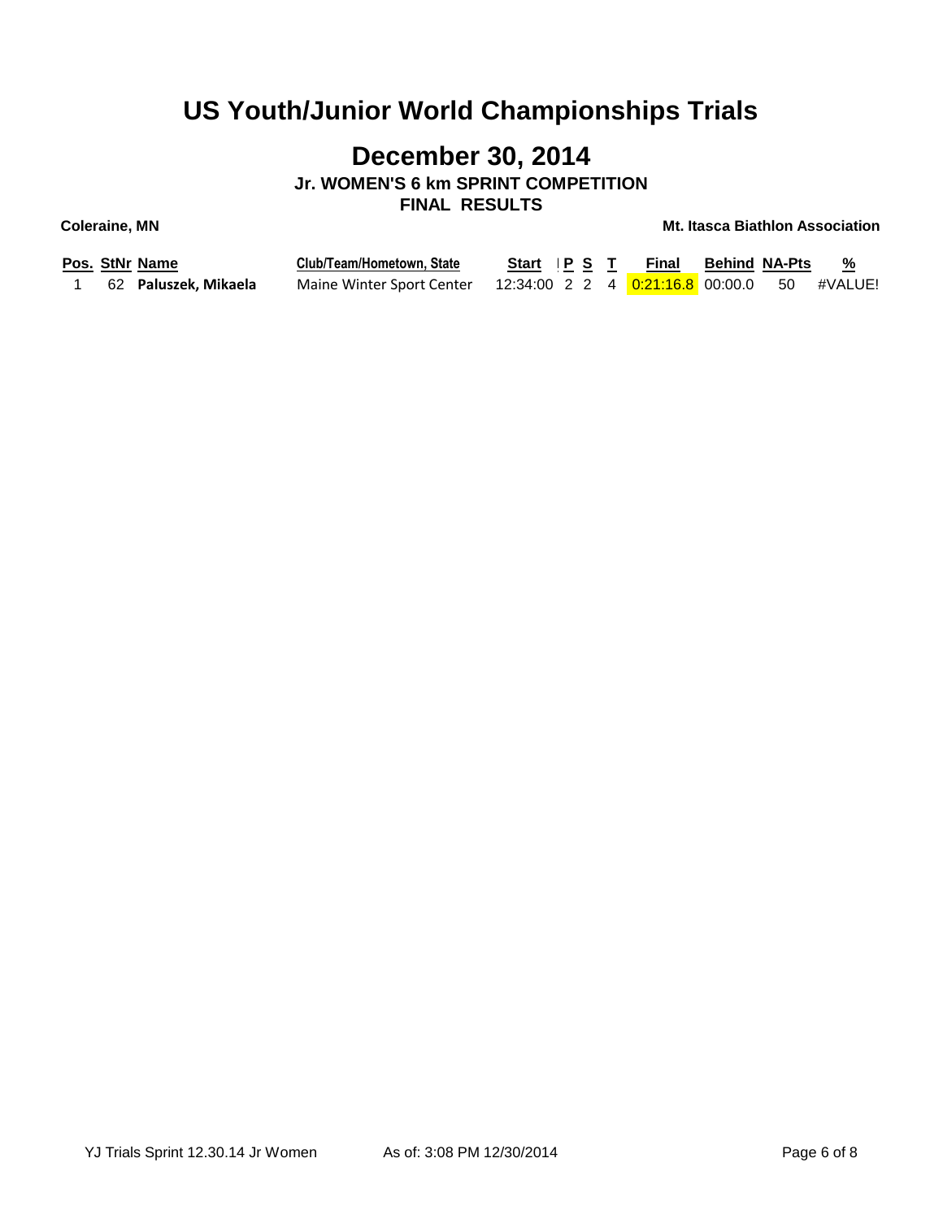# US Youth/Junior World Championships Trials

## December 30, 2014

### Jr. WOMEN'S 6 km SPRINT COMPETITION

### FINAL RESULTS

**Coleraine, MN** **Mt. Itasca Biathlon Association**

| Pos. | StNr | Name | Club/Team/Hometown, State | Start | P | S | T | Final | Behind | NA-Pts | % |
|---|---|---|---|---|---|---|---|---|---|---|---|
| 1 | 62 | **Paluszek, Mikaela** | Maine Winter Sport Center | 12:34:00 | 2 | 2 | 4 | 0:21:16.8 | 00:00.0 | 50 | #VALUE! |

YJ Trials Sprint 12.30.14 Jr Women As of: 3:08 PM 12/30/2014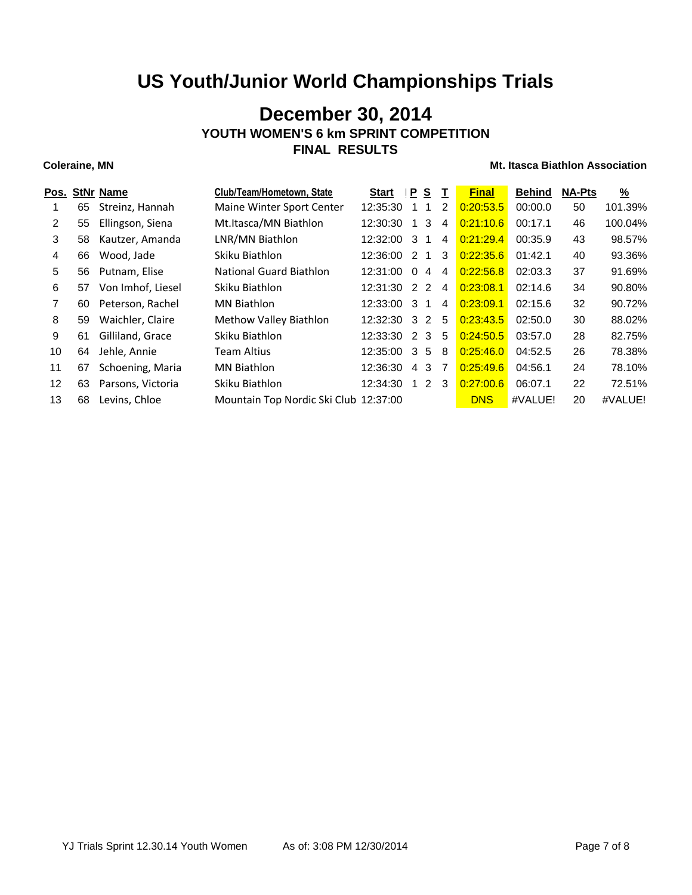# US Youth/Junior World Championships Trials

## December 30, 2014

### YOUTH WOMEN'S 6 km SPRINT COMPETITION

### FINAL RESULTS

**Coraine, MN** **Mt. Itasca Biathlon Association**

| Pos. | StNr | Name | Club/Team/Hometown, State | Start | P | S | T | Final | Behind | NA-Pts | % |
|---|---|---|---|---|---|---|---|---|---|---|---|
| 1 | 65 | Streinz, Hannah | Maine Winter Sport Center | 12:35:30 | 1 | 1 | 2 | 0:20:53.5 | 00:00.0 | 50 | 101.39% |
| 2 | 55 | Ellingson, Siena | Mt.Itasca/MN Biathlon | 12:30:30 | 1 | 3 | 4 | 0:21:10.6 | 00:17.1 | 46 | 100.04% |
| 3 | 58 | Kautzer, Amanda | LNR/MN Biathlon | 12:32:00 | 3 | 1 | 4 | 0:21:29.4 | 00:35.9 | 43 | 98.57% |
| 4 | 66 | Wood, Jade | Skiku Biathlon | 12:36:00 | 2 | 1 | 3 | 0:22:35.6 | 01:42.1 | 40 | 93.36% |
| 5 | 56 | Putnam, Elise | National Guard Biathlon | 12:31:00 | 0 | 4 | 4 | 0:22:56.8 | 02:03.3 | 37 | 91.69% |
| 6 | 57 | Von Imhof, Liesel | Skiku Biathlon | 12:31:30 | 2 | 2 | 4 | 0:23:08.1 | 02:14.6 | 34 | 90.80% |
| 7 | 60 | Peterson, Rachel | MN Biathlon | 12:33:00 | 3 | 1 | 4 | 0:23:09.1 | 02:15.6 | 32 | 90.72% |
| 8 | 59 | Waichler, Claire | Methow Valley Biathlon | 12:32:30 | 3 | 2 | 5 | 0:23:43.5 | 02:50.0 | 30 | 88.02% |
| 9 | 61 | Gilliland, Grace | Skiku Biathlon | 12:33:30 | 2 | 3 | 5 | 0:24:50.5 | 03:57.0 | 28 | 82.75% |
| 10 | 64 | Jehle, Annie | Team Altius | 12:35:00 | 3 | 5 | 8 | 0:25:46.0 | 04:52.5 | 26 | 78.38% |
| 11 | 67 | Schoening, Maria | MN Biathlon | 12:36:30 | 4 | 3 | 7 | 0:25:49.6 | 04:56.1 | 24 | 78.10% |
| 12 | 63 | Parsons, Victoria | Skiku Biathlon | 12:34:30 | 1 | 2 | 3 | 0:27:00.6 | 06:07.1 | 22 | 72.51% |
| 13 | 68 | Levins, Chloe | Mountain Top Nordic Ski Club | 12:37:00 | | | | DNS | #VALUE! | 20 | #VALUE! |

YJ Trials Sprint 12.30.14 Youth Women As of: 3:08 PM 12/30/2014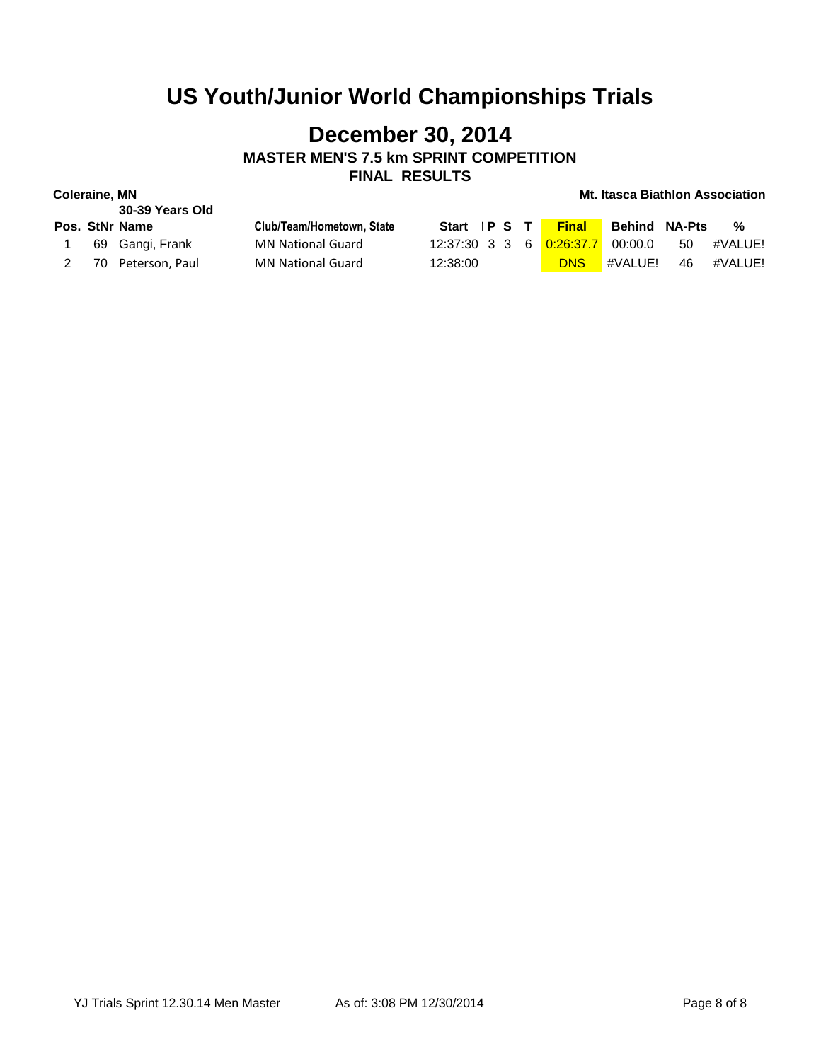# US Youth/Junior World Championships Trials

## December 30, 2014

### MASTER MEN'S 7.5 km SPRINT COMPETITION

### FINAL RESULTS

**Coleraine, MN** **Mt. Itasca Biathlon Association**

**30-39 Years Old**

| Pos. | StNr | Name | Club/Team/Hometown, State | Start | P | S | T | Final | Behind | NA-Pts | % |
|---|---|---|---|---|---|---|---|---|---|---|---|
| 1 | 69 | Gangi, Frank | MN National Guard | 12:37:30 | 3 | 3 | 6 | 0:26:37.7 | 00:00.0 | 50 | #VALUE! |
| 2 | 70 | Peterson, Paul | MN National Guard | 12:38:00 | | | | DNS | #VALUE! | 46 | #VALUE! |

YJ Trials Sprint 12.30.14 Men Master As of: 3:08 PM 12/30/2014